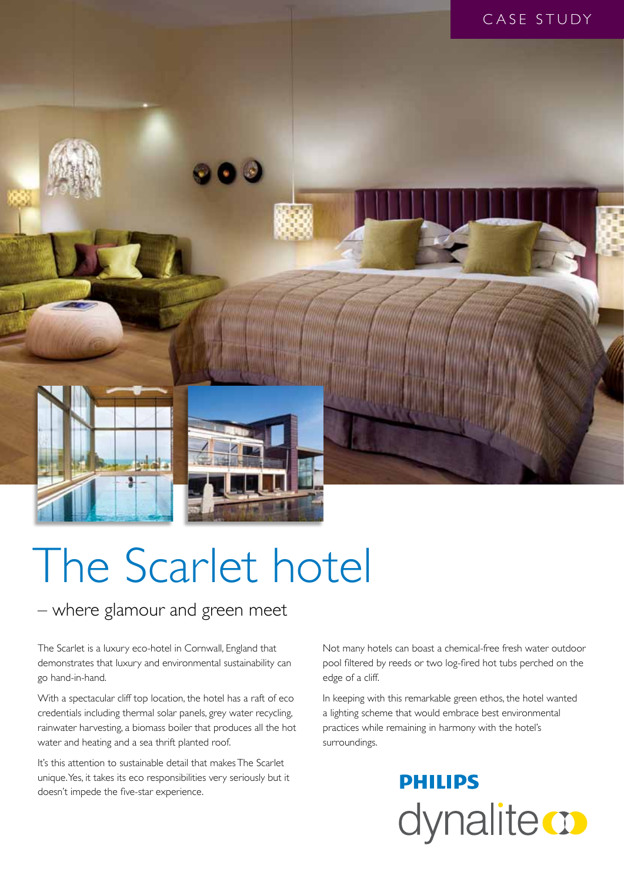CASE STUDY

# The Scarlet hotel

## – where glamour and green meet

The Scarlet is a luxury eco-hotel in Cornwall, England that demonstrates that luxury and environmental sustainability can go hand-in-hand.

With a spectacular cliff top location, the hotel has a raft of eco credentials including thermal solar panels, grey water recycling, rainwater harvesting, a biomass boiler that produces all the hot water and heating and a sea thrift planted roof.

It's this attention to sustainable detail that makes The Scarlet unique. Yes, it takes its eco responsibilities very seriously but it doesn't impede the five-star experience.

Not many hotels can boast a chemical-free fresh water outdoor pool filtered by reeds or two log-fired hot tubs perched on the edge of a cliff.

In keeping with this remarkable green ethos, the hotel wanted a lighting scheme that would embrace best environmental practices while remaining in harmony with the hotel's surroundings.

**PHILIPS**
dynalite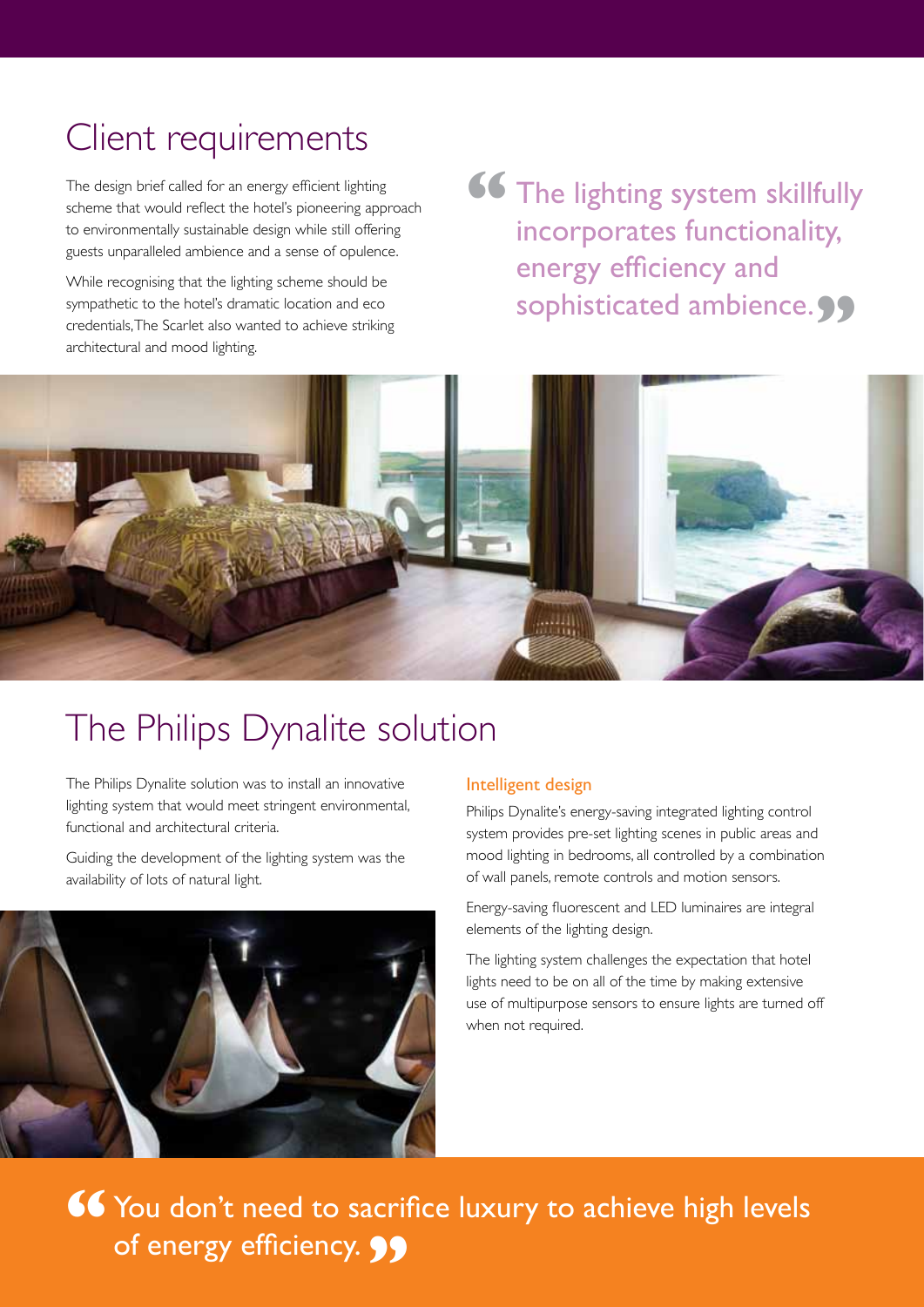## Client requirements

The design brief called for an energy efficient lighting scheme that would reflect the hotel's pioneering approach to environmentally sustainable design while still offering guests unparalleled ambience and a sense of opulence.

While recognising that the lighting scheme should be sympathetic to the hotel's dramatic location and eco credentials, The Scarlet also wanted to achieve striking architectural and mood lighting.

> "The lighting system skillfully incorporates functionality, energy efficiency and sophisticated ambience."

## The Philips Dynalite solution

The Philips Dynalite solution was to install an innovative lighting system that would meet stringent environmental, functional and architectural criteria.

Guiding the development of the lighting system was the availability of lots of natural light.

### Intelligent design

Philips Dynalite's energy-saving integrated lighting control system provides pre-set lighting scenes in public areas and mood lighting in bedrooms, all controlled by a combination of wall panels, remote controls and motion sensors.

Energy-saving fluorescent and LED luminaires are integral elements of the lighting design.

The lighting system challenges the expectation that hotel lights need to be on all of the time by making extensive use of multipurpose sensors to ensure lights are turned off when not required.

> "You don't need to sacrifice luxury to achieve high levels of energy efficiency."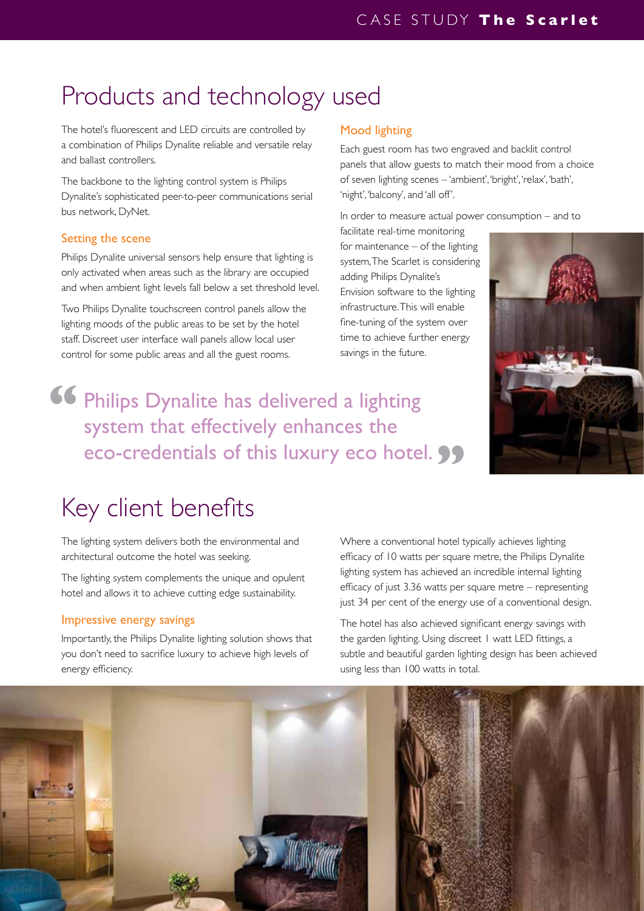# Products and technology used

The hotel's fluorescent and LED circuits are controlled by a combination of Philips Dynalite reliable and versatile relay and ballast controllers.

The backbone to the lighting control system is Philips Dynalite's sophisticated peer-to-peer communications serial bus network, DyNet.

### Setting the scene

Philips Dynalite universal sensors help ensure that lighting is only activated when areas such as the library are occupied and when ambient light levels fall below a set threshold level.

Two Philips Dynalite touchscreen control panels allow the lighting moods of the public areas to be set by the hotel staff. Discreet user interface wall panels allow local user control for some public areas and all the guest rooms.

### Mood lighting

Each guest room has two engraved and backlit control panels that allow guests to match their mood from a choice of seven lighting scenes – 'ambient', 'bright', 'relax', 'bath', 'night', 'balcony', and 'all off'.

In order to measure actual power consumption – and to facilitate real-time monitoring for maintenance – of the lighting system, The Scarlet is considering adding Philips Dynalite's Envision software to the lighting infrastructure. This will enable fine-tuning of the system over time to achieve further energy savings in the future.

> "Philips Dynalite has delivered a lighting system that effectively enhances the eco-credentials of this luxury eco hotel."

# Key client benefits

The lighting system delivers both the environmental and architectural outcome the hotel was seeking.

The lighting system complements the unique and opulent hotel and allows it to achieve cutting edge sustainability.

### Impressive energy savings

Importantly, the Philips Dynalite lighting solution shows that you don't need to sacrifice luxury to achieve high levels of energy efficiency.

Where a conventional hotel typically achieves lighting efficacy of 10 watts per square metre, the Philips Dynalite lighting system has achieved an incredible internal lighting efficacy of just 3.36 watts per square metre – representing just 34 per cent of the energy use of a conventional design.

The hotel has also achieved significant energy savings with the garden lighting. Using discreet 1 watt LED fittings, a subtle and beautiful garden lighting design has been achieved using less than 100 watts in total.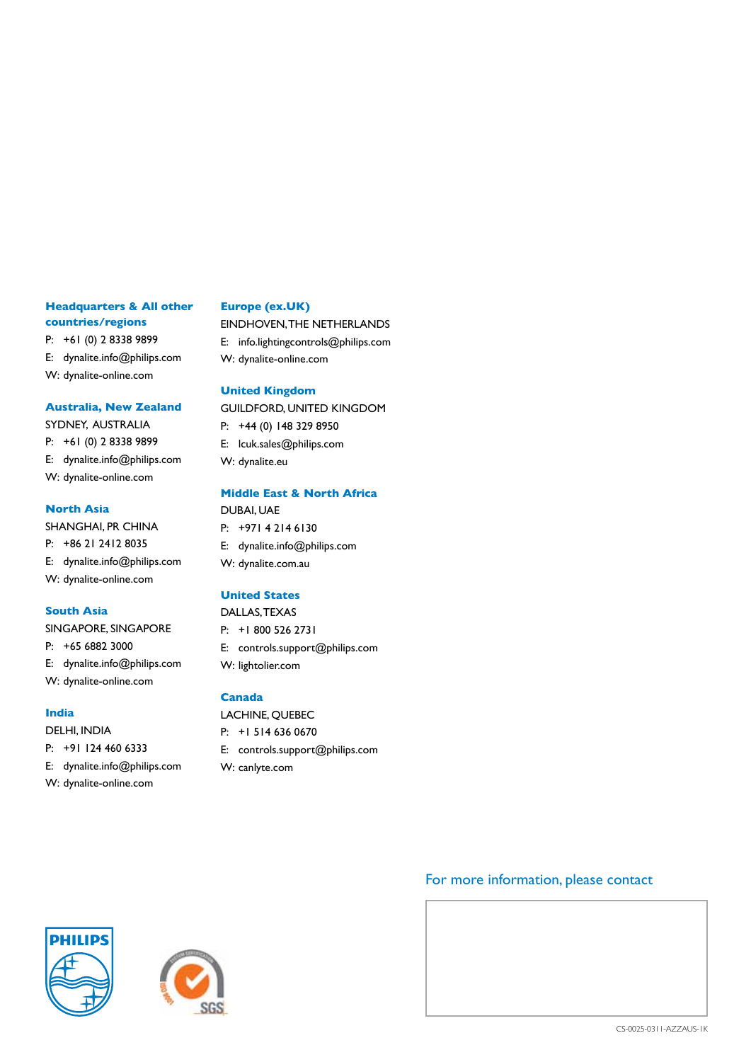**Headquarters & All other countries/regions**
P: +61 (0) 2 8338 9899
E: dynalite.info@philips.com
W: dynalite-online.com

**Australia, New Zealand**
SYDNEY, AUSTRALIA
P: +61 (0) 2 8338 9899
E: dynalite.info@philips.com
W: dynalite-online.com

**North Asia**
SHANGHAI, PR CHINA
P: +86 21 2412 8035
E: dynalite.info@philips.com
W: dynalite-online.com

**South Asia**
SINGAPORE, SINGAPORE
P: +65 6882 3000
E: dynalite.info@philips.com
W: dynalite-online.com

**India**
DELHI, INDIA
P: +91 124 460 6333
E: dynalite.info@philips.com
W: dynalite-online.com

**Europe (ex.UK)**
EINDHOVEN, THE NETHERLANDS
E: info.lightingcontrols@philips.com
W: dynalite-online.com

**United Kingdom**
GUILDFORD, UNITED KINGDOM
P: +44 (0) 148 329 8950
E: lcuk.sales@philips.com
W: dynalite.eu

**Middle East & North Africa**
DUBAI, UAE
P: +971 4 214 6130
E: dynalite.info@philips.com
W: dynalite.com.au

**United States**
DALLAS, TEXAS
P: +1 800 526 2731
E: controls.support@philips.com
W: lightolier.com

**Canada**
LACHINE, QUEBEC
P: +1 514 636 0670
E: controls.support@philips.com
W: canlyte.com

For more information, please contact

CS-0025-0311-AZZAUS-1K